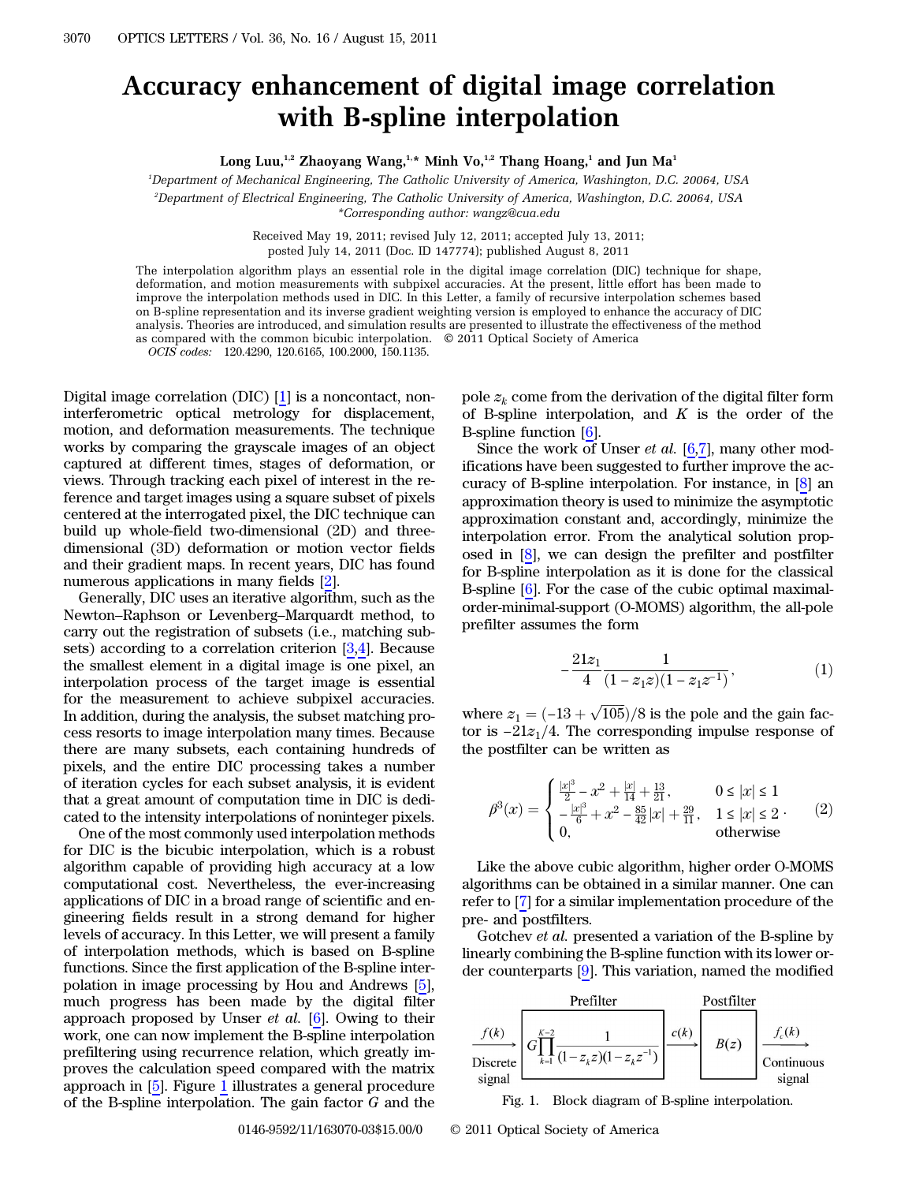# Accuracy enhancement of digital image correlation with B-spline interpolation

**Long Luu,[1,2] Zhaoyang Wang,[1,*] Minh Vo,[1,2] Thang Hoang,[1] and Jun Ma[1]**

[1]*Department of Mechanical Engineering, The Catholic University of America, Washington, D.C. 20064, USA*

[2]*Department of Electrical Engineering, The Catholic University of America, Washington, D.C. 20064, USA*

*\*Corresponding author: wangz@cua.edu*

Received May 19, 2011; revised July 12, 2011; accepted July 13, 2011;
posted July 14, 2011 (Doc. ID 147774); published August 8, 2011

The interpolation algorithm plays an essential role in the digital image correlation (DIC) technique for shape, deformation, and motion measurements with subpixel accuracies. At the present, little effort has been made to improve the interpolation methods used in DIC. In this Letter, a family of recursive interpolation schemes based on B-spline representation and its inverse gradient weighting version is employed to enhance the accuracy of DIC analysis. Theories are introduced, and simulation results are presented to illustrate the effectiveness of the method as compared with the common bicubic interpolation. © 2011 Optical Society of America

*OCIS codes:* 120.4290, 120.6165, 100.2000, 150.1135.

Digital image correlation (DIC) [1] is a noncontact, noninterferometric optical metrology for displacement, motion, and deformation measurements. The technique works by comparing the grayscale images of an object captured at different times, stages of deformation, or views. Through tracking each pixel of interest in the reference and target images using a square subset of pixels centered at the interrogated pixel, the DIC technique can build up whole-field two-dimensional (2D) and three-dimensional (3D) deformation or motion vector fields and their gradient maps. In recent years, DIC has found numerous applications in many fields [2].

Generally, DIC uses an iterative algorithm, such as the Newton–Raphson or Levenberg–Marquardt method, to carry out the registration of subsets (i.e., matching subsets) according to a correlation criterion [3,4]. Because the smallest element in a digital image is one pixel, an interpolation process of the target image is essential for the measurement to achieve subpixel accuracies. In addition, during the analysis, the subset matching process resorts to image interpolation many times. Because there are many subsets, each containing hundreds of pixels, and the entire DIC processing takes a number of iteration cycles for each subset analysis, it is evident that a great amount of computation time in DIC is dedicated to the intensity interpolations of noninteger pixels.

One of the most commonly used interpolation methods for DIC is the bicubic interpolation, which is a robust algorithm capable of providing high accuracy at a low computational cost. Nevertheless, the ever-increasing applications of DIC in a broad range of scientific and engineering fields result in a strong demand for higher levels of accuracy. In this Letter, we will present a family of interpolation methods, which is based on B-spline functions. Since the first application of the B-spline interpolation in image processing by Hou and Andrews [5], much progress has been made by the digital filter approach proposed by Unser *et al.* [6]. Owing to their work, one can now implement the B-spline interpolation prefiltering using recurrence relation, which greatly improves the calculation speed compared with the matrix approach in [5]. Figure 1 illustrates a general procedure of the B-spline interpolation. The gain factor $G$ and the pole $z_k$ come from the derivation of the digital filter form of B-spline interpolation, and $K$ is the order of the B-spline function [6].

Since the work of Unser *et al.* [6,7], many other modifications have been suggested to further improve the accuracy of B-spline interpolation. For instance, in [8] an approximation theory is used to minimize the asymptotic approximation constant and, accordingly, minimize the interpolation error. From the analytical solution proposed in [8], we can design the prefilter and postfilter for B-spline interpolation as it is done for the classical B-spline [6]. For the case of the cubic optimal maximal-order-minimal-support (O-MOMS) algorithm, the all-pole prefilter assumes the form

$$-\frac{21z_1}{4}\frac{1}{(1-z_1z)(1-z_1z^{-1})}, \tag{1}$$

where $z_1 = (-13+\sqrt{105})/8$ is the pole and the gain factor is $-21z_1/4$. The corresponding impulse response of the postfilter can be written as

$$\beta^3(x) = \begin{cases} \frac{|x|^3}{2} - x^2 + \frac{|x|}{14} + \frac{13}{21}, & 0 \le |x| \le 1 \\ -\frac{|x|^3}{6} + x^2 - \frac{85}{42}|x| + \frac{29}{21}, & 1 \le |x| \le 2\,. \\ 0, & \text{otherwise} \end{cases} \tag{2}$$

Like the above cubic algorithm, higher order O-MOMS algorithms can be obtained in a similar manner. One can refer to [7] for a similar implementation procedure of the pre- and postfilters.

Gotchev *et al.* presented a variation of the B-spline by linearly combining the B-spline function with its lower order counterparts [9]. This variation, named the modified

$$f(k) \xrightarrow{} \boxed{G\prod_{k=1}^{K-2}\frac{1}{(1-z_kz)(1-z_kz^{-1})}} \xrightarrow{c(k)} \boxed{B(z)} \xrightarrow{} f_c(k)$$

(Discrete signal → Prefilter → Postfilter → Continuous signal)

Fig. 1. Block diagram of B-spline interpolation.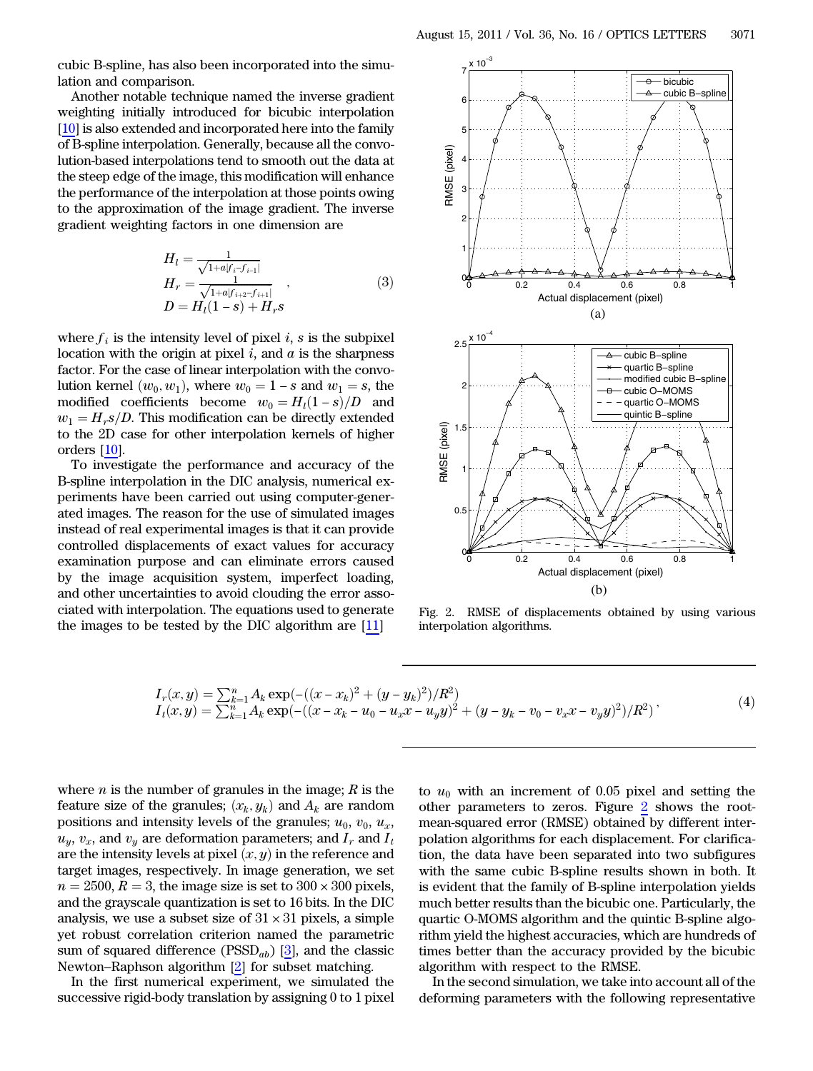cubic B-spline, has also been incorporated into the simulation and comparison.

Another notable technique named the inverse gradient weighting initially introduced for bicubic interpolation [10] is also extended and incorporated here into the family of B-spline interpolation. Generally, because all the convolution-based interpolations tend to smooth out the data at the steep edge of the image, this modification will enhance the performance of the interpolation at those points owing to the approximation of the image gradient. The inverse gradient weighting factors in one dimension are

$$
\begin{aligned}
H_l &= \frac{1}{\sqrt{1+a|f_i - f_{i-1}|}} \\
H_r &= \frac{1}{\sqrt{1+a|f_{i+2} - f_{i+1}|}} \\
D &= H_l(1-s) + H_r s
\end{aligned}
\quad , \tag{3}
$$

where $f_i$ is the intensity level of pixel $i$, $s$ is the subpixel location with the origin at pixel $i$, and $a$ is the sharpness factor. For the case of linear interpolation with the convolution kernel $(w_0, w_1)$, where $w_0 = 1 - s$ and $w_1 = s$, the modified coefficients become $w_0 = H_l(1-s)/D$ and $w_1 = H_r s/D$. This modification can be directly extended to the 2D case for other interpolation kernels of higher orders [10].

To investigate the performance and accuracy of the B-spline interpolation in the DIC analysis, numerical experiments have been carried out using computer-generated images. The reason for the use of simulated images instead of real experimental images is that it can provide controlled displacements of exact values for accuracy examination purpose and can eliminate errors caused by the image acquisition system, imperfect loading, and other uncertainties to avoid clouding the error associated with interpolation. The equations used to generate the images to be tested by the DIC algorithm are [11]

Fig. 2. RMSE of displacements obtained by using various interpolation algorithms.

$$
\begin{aligned}
I_r(x,y) &= \sum_{k=1}^{n} A_k \exp(-((x-x_k)^2 + (y-y_k)^2)/R^2) \\
I_t(x,y) &= \sum_{k=1}^{n} A_k \exp(-((x-x_k-u_0-u_x x-u_y y)^2 + (y-y_k-v_0-v_x x-v_y y)^2)/R^2)
\end{aligned}
, \tag{4}
$$

where $n$ is the number of granules in the image; $R$ is the feature size of the granules; $(x_k, y_k)$ and $A_k$ are random positions and intensity levels of the granules; $u_0$, $v_0$, $u_x$, $u_y$, $v_x$, and $v_y$ are deformation parameters; and $I_r$ and $I_t$ are the intensity levels at pixel $(x, y)$ in the reference and target images, respectively. In image generation, we set $n = 2500$, $R = 3$, the image size is set to $300 \times 300$ pixels, and the grayscale quantization is set to 16 bits. In the DIC analysis, we use a subset size of $31 \times 31$ pixels, a simple yet robust correlation criterion named the parametric sum of squared difference ($\text{PSSD}_{ab}$) [3], and the classic Newton–Raphson algorithm [2] for subset matching.

In the first numerical experiment, we simulated the successive rigid-body translation by assigning 0 to 1 pixel to $u_0$ with an increment of 0.05 pixel and setting the other parameters to zeros. Figure 2 shows the root-mean-squared error (RMSE) obtained by different interpolation algorithms for each displacement. For clarification, the data have been separated into two subfigures with the same cubic B-spline results shown in both. It is evident that the family of B-spline interpolation yields much better results than the bicubic one. Particularly, the quartic O-MOMS algorithm and the quintic B-spline algorithm yield the highest accuracies, which are hundreds of times better than the accuracy provided by the bicubic algorithm with respect to the RMSE.

In the second simulation, we take into account all of the deforming parameters with the following representative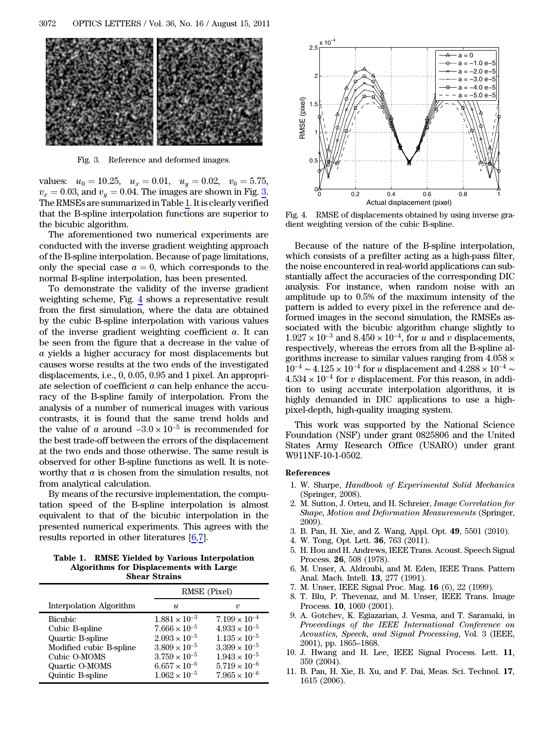![Fig. 3 reference and deformed images]

Fig. 3. Reference and deformed images.

values: $u_0 = 10.25$, $u_x = 0.01$, $u_y = 0.02$, $v_0 = 5.75$, $v_x = 0.03$, and $v_y = 0.04$. The images are shown in Fig. 3. The RMSEs are summarized in Table 1. It is clearly verified that the B-spline interpolation functions are superior to the bicubic algorithm.

The aforementioned two numerical experiments are conducted with the inverse gradient weighting approach of the B-spline interpolation. Because of page limitations, only the special case $a = 0$, which corresponds to the normal B-spline interpolation, has been presented.

To demonstrate the validity of the inverse gradient weighting scheme, Fig. 4 shows a representative result from the first simulation, where the data are obtained by the cubic B-spline interpolation with various values of the inverse gradient weighting coefficient $a$. It can be seen from the figure that a decrease in the value of $a$ yields a higher accuracy for most displacements but causes worse results at the two ends of the investigated displacements, i.e., 0, 0.05, 0.95 and 1 pixel. An appropriate selection of coefficient $a$ can help enhance the accuracy of the B-spline family of interpolation. From the analysis of a number of numerical images with various contrasts, it is found that the same trend holds and the value of $a$ around $-3.0 \times 10^{-5}$ is recommended for the best trade-off between the errors of the displacement at the two ends and those otherwise. The same result is observed for other B-spline functions as well. It is noteworthy that $a$ is chosen from the simulation results, not from analytical calculation.

By means of the recursive implementation, the computation speed of the B-spline interpolation is almost equivalent to that of the bicubic interpolation in the presented numerical experiments. This agrees with the results reported in other literatures [6,7].

**Table 1. RMSE Yielded by Various Interpolation Algorithms for Displacements with Large Shear Strains**

| | RMSE (Pixel) | |
|---|---|---|
| Interpolation Algorithm | $u$ | $v$ |
| Bicubic | $1.881 \times 10^{-3}$ | $7.199 \times 10^{-4}$ |
| Cubic B-spline | $7.666 \times 10^{-5}$ | $4.933 \times 10^{-5}$ |
| Quartic B-spline | $2.093 \times 10^{-5}$ | $1.135 \times 10^{-5}$ |
| Modified cubic B-spline | $3.809 \times 10^{-5}$ | $3.399 \times 10^{-5}$ |
| Cubic O-MOMS | $3.759 \times 10^{-5}$ | $1.943 \times 10^{-5}$ |
| Quartic O-MOMS | $6.657 \times 10^{-6}$ | $5.719 \times 10^{-6}$ |
| Quintic B-spline | $1.062 \times 10^{-5}$ | $7.965 \times 10^{-6}$ |

x 10^-4
2.5
2
1.5
1
0.5
0
RMSE (pixel)
0
0.2
0.4
0.6
0.8
1
Actual displacement (pixel)
a = 0
a = −1.0 e−5
a = −2.0 e−5
a = −3.0 e−5
a = −4.0 e−5
a = −5.0 e−5

Fig. 4. RMSE of displacements obtained by using inverse gradient weighting version of the cubic B-spline.

Because of the nature of the B-spline interpolation, which consists of a prefilter acting as a high-pass filter, the noise encountered in real-world applications can substantially affect the accuracies of the corresponding DIC analysis. For instance, when random noise with an amplitude up to 0.5% of the maximum intensity of the pattern is added to every pixel in the reference and deformed images in the second simulation, the RMSEs associated with the bicubic algorithm change slightly to $1.927 \times 10^{-3}$ and $8.450 \times 10^{-4}$, for $u$ and $v$ displacements, respectively, whereas the errors from all the B-spline algorithms increase to similar values ranging from $4.058 \times 10^{-4} \sim 4.125 \times 10^{-4}$ for $u$ displacement and $4.288 \times 10^{-4} \sim 4.534 \times 10^{-4}$ for $v$ displacement. For this reason, in addition to using accurate interpolation algorithms, it is highly demanded in DIC applications to use a high-pixel-depth, high-quality imaging system.

This work was supported by the National Science Foundation (NSF) under grant 0825806 and the United States Army Research Office (USARO) under grant W911NF-10-1-0502.

### References

1. W. Sharpe, *Handbook of Experimental Solid Mechanics* (Springer, 2008).
2. M. Sutton, J. Orteu, and H. Schreier, *Image Correlation for Shape, Motion and Deformation Measurements* (Springer, 2009).
3. B. Pan, H. Xie, and Z. Wang, Appl. Opt. **49**, 5501 (2010).
4. W. Tong, Opt. Lett. **36**, 763 (2011).
5. H. Hou and H. Andrews, IEEE Trans. Acoust. Speech Signal Process. **26**, 508 (1978).
6. M. Unser, A. Aldroubi, and M. Eden, IEEE Trans. Pattern Anal. Mach. Intell. **13**, 277 (1991).
7. M. Unser, IEEE Signal Proc. Mag. **16** (6), 22 (1999).
8. T. Blu, P. Thevenaz, and M. Unser, IEEE Trans. Image Process. **10**, 1069 (2001).
9. A. Gotchev, K. Egiazarian, J. Vesma, and T. Saramaki, in *Proceedings of the IEEE International Conference on Acoustics, Speech, and Signal Processing*, Vol. 3 (IEEE, 2001), pp. 1865–1868.
10. J. Hwang and H. Lee, IEEE Signal Process. Lett. **11**, 359 (2004).
11. B. Pan, H. Xie, B. Xu, and F. Dai, Meas. Sci. Technol. **17**, 1615 (2006).